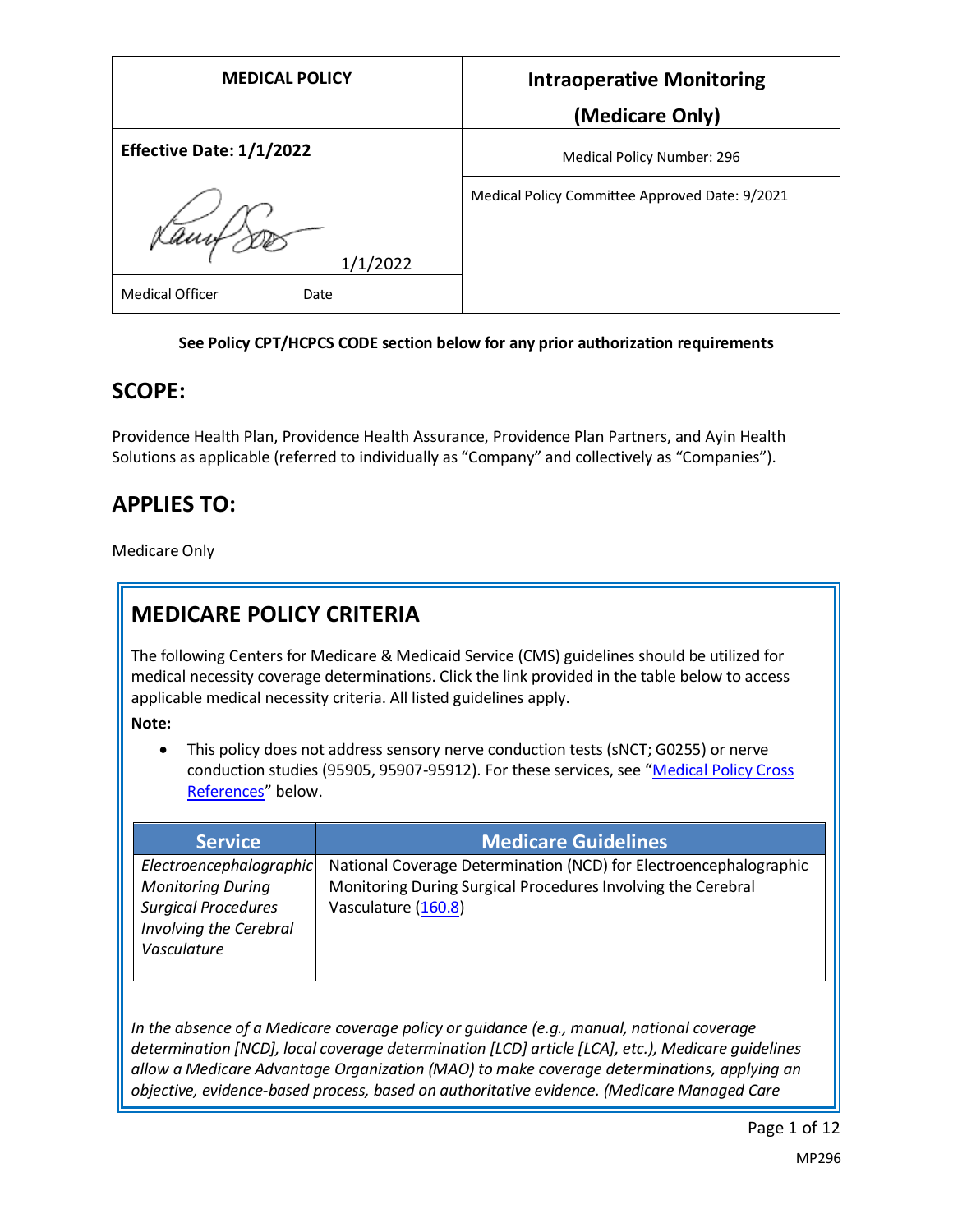| MEDICAL POLICY | Intraoperative Monitoring (Medicare Only) |
| --- | --- |
| **Effective Date: 1/1/2022** | Medical Policy Number: 296 |
| 1/1/2022 | Medical Policy Committee Approved Date: 9/2021 |
| Medical Officer Date | |

**See Policy CPT/HCPCS CODE section below for any prior authorization requirements**

## SCOPE:

Providence Health Plan, Providence Health Assurance, Providence Plan Partners, and Ayin Health Solutions as applicable (referred to individually as "Company" and collectively as "Companies").

## APPLIES TO:

Medicare Only

## MEDICARE POLICY CRITERIA

The following Centers for Medicare & Medicaid Service (CMS) guidelines should be utilized for medical necessity coverage determinations. Click the link provided in the table below to access applicable medical necessity criteria. All listed guidelines apply.

**Note:**

- This policy does not address sensory nerve conduction tests (sNCT; G0255) or nerve conduction studies (95905, 95907-95912). For these services, see "Medical Policy Cross References" below.

| Service | Medicare Guidelines |
| --- | --- |
| *Electroencephalographic Monitoring During Surgical Procedures Involving the Cerebral Vasculature* | National Coverage Determination (NCD) for Electroencephalographic Monitoring During Surgical Procedures Involving the Cerebral Vasculature (160.8) |

*In the absence of a Medicare coverage policy or guidance (e.g., manual, national coverage determination [NCD], local coverage determination [LCD] article [LCA], etc.), Medicare guidelines allow a Medicare Advantage Organization (MAO) to make coverage determinations, applying an objective, evidence-based process, based on authoritative evidence. (Medicare Managed Care*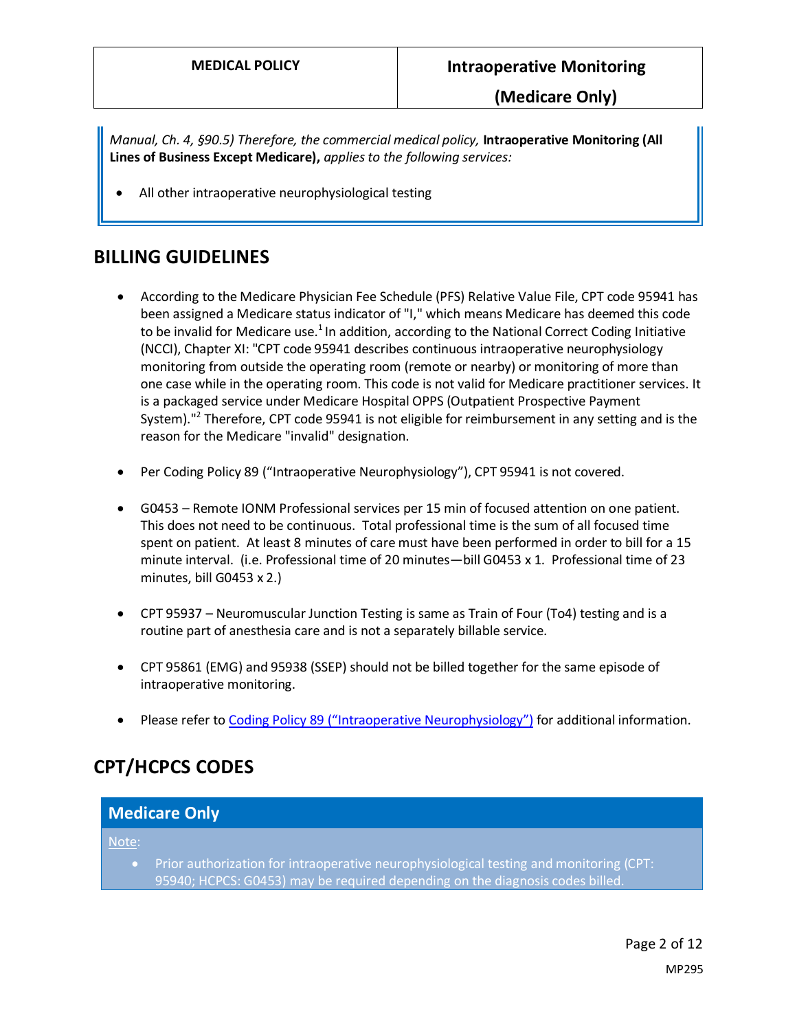*Manual, Ch. 4, §90.5) Therefore, the commercial medical policy,* **Intraoperative Monitoring (All Lines of Business Except Medicare),** *applies to the following services:*

- All other intraoperative neurophysiological testing

## BILLING GUIDELINES

- According to the Medicare Physician Fee Schedule (PFS) Relative Value File, CPT code 95941 has been assigned a Medicare status indicator of "I," which means Medicare has deemed this code to be invalid for Medicare use.[1] In addition, according to the National Correct Coding Initiative (NCCI), Chapter XI: "CPT code 95941 describes continuous intraoperative neurophysiology monitoring from outside the operating room (remote or nearby) or monitoring of more than one case while in the operating room. This code is not valid for Medicare practitioner services. It is a packaged service under Medicare Hospital OPPS (Outpatient Prospective Payment System)."[2] Therefore, CPT code 95941 is not eligible for reimbursement in any setting and is the reason for the Medicare "invalid" designation.

- Per Coding Policy 89 ("Intraoperative Neurophysiology"), CPT 95941 is not covered.

- G0453 – Remote IONM Professional services per 15 min of focused attention on one patient. This does not need to be continuous. Total professional time is the sum of all focused time spent on patient. At least 8 minutes of care must have been performed in order to bill for a 15 minute interval. (i.e. Professional time of 20 minutes—bill G0453 x 1. Professional time of 23 minutes, bill G0453 x 2.)

- CPT 95937 – Neuromuscular Junction Testing is same as Train of Four (To4) testing and is a routine part of anesthesia care and is not a separately billable service.

- CPT 95861 (EMG) and 95938 (SSEP) should not be billed together for the same episode of intraoperative monitoring.

- Please refer to Coding Policy 89 ("Intraoperative Neurophysiology") for additional information.

## CPT/HCPCS CODES

| Medicare Only |
|---|
| Note: |
| • Prior authorization for intraoperative neurophysiological testing and monitoring (CPT: 95940; HCPCS: G0453) may be required depending on the diagnosis codes billed. |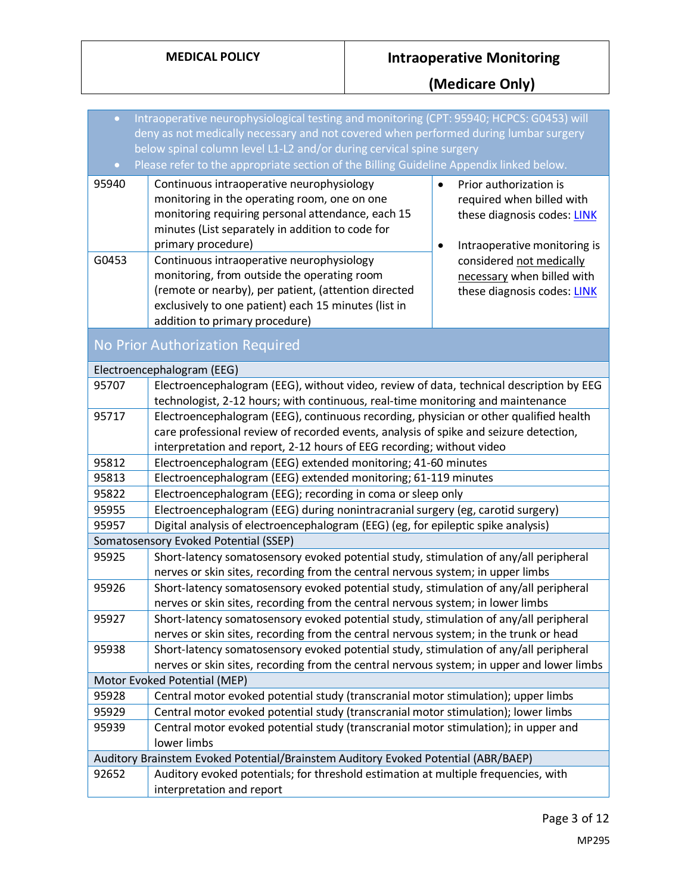- Intraoperative neurophysiological testing and monitoring (CPT: 95940; HCPCS: G0453) will deny as not medically necessary and not covered when performed during lumbar surgery below spinal column level L1-L2 and/or during cervical spine surgery
- Please refer to the appropriate section of the Billing Guideline Appendix linked below.

| Code | Description | Notes |
|---|---|---|
| 95940 | Continuous intraoperative neurophysiology monitoring in the operating room, one on one monitoring requiring personal attendance, each 15 minutes (List separately in addition to code for primary procedure) | • Prior authorization is required when billed with these diagnosis codes: LINK<br>• Intraoperative monitoring is considered not medically necessary when billed with these diagnosis codes: LINK |
| G0453 | Continuous intraoperative neurophysiology monitoring, from outside the operating room (remote or nearby), per patient, (attention directed exclusively to one patient) each 15 minutes (list in addition to primary procedure) | |

## No Prior Authorization Required

| Code | Description |
|---|---|
| **Electroencephalogram (EEG)** | |
| 95707 | Electroencephalogram (EEG), without video, review of data, technical description by EEG technologist, 2-12 hours; with continuous, real-time monitoring and maintenance |
| 95717 | Electroencephalogram (EEG), continuous recording, physician or other qualified health care professional review of recorded events, analysis of spike and seizure detection, interpretation and report, 2-12 hours of EEG recording; without video |
| 95812 | Electroencephalogram (EEG) extended monitoring; 41-60 minutes |
| 95813 | Electroencephalogram (EEG) extended monitoring; 61-119 minutes |
| 95822 | Electroencephalogram (EEG); recording in coma or sleep only |
| 95955 | Electroencephalogram (EEG) during nonintracranial surgery (eg, carotid surgery) |
| 95957 | Digital analysis of electroencephalogram (EEG) (eg, for epileptic spike analysis) |
| **Somatosensory Evoked Potential (SSEP)** | |
| 95925 | Short-latency somatosensory evoked potential study, stimulation of any/all peripheral nerves or skin sites, recording from the central nervous system; in upper limbs |
| 95926 | Short-latency somatosensory evoked potential study, stimulation of any/all peripheral nerves or skin sites, recording from the central nervous system; in lower limbs |
| 95927 | Short-latency somatosensory evoked potential study, stimulation of any/all peripheral nerves or skin sites, recording from the central nervous system; in the trunk or head |
| 95938 | Short-latency somatosensory evoked potential study, stimulation of any/all peripheral nerves or skin sites, recording from the central nervous system; in upper and lower limbs |
| **Motor Evoked Potential (MEP)** | |
| 95928 | Central motor evoked potential study (transcranial motor stimulation); upper limbs |
| 95929 | Central motor evoked potential study (transcranial motor stimulation); lower limbs |
| 95939 | Central motor evoked potential study (transcranial motor stimulation); in upper and lower limbs |
| **Auditory Brainstem Evoked Potential/Brainstem Auditory Evoked Potential (ABR/BAEP)** | |
| 92652 | Auditory evoked potentials; for threshold estimation at multiple frequencies, with interpretation and report |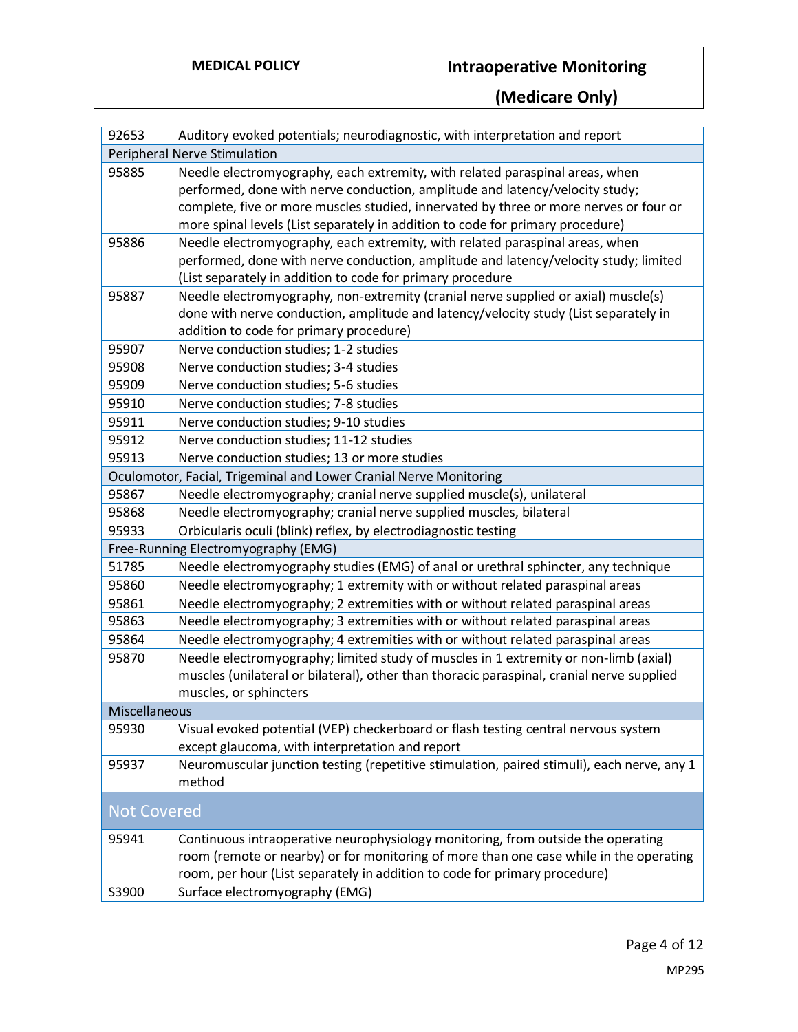| | |
|---|---|
| 92653 | Auditory evoked potentials; neurodiagnostic, with interpretation and report |
| Peripheral Nerve Stimulation | |
| 95885 | Needle electromyography, each extremity, with related paraspinal areas, when performed, done with nerve conduction, amplitude and latency/velocity study; complete, five or more muscles studied, innervated by three or more nerves or four or more spinal levels (List separately in addition to code for primary procedure) |
| 95886 | Needle electromyography, each extremity, with related paraspinal areas, when performed, done with nerve conduction, amplitude and latency/velocity study; limited (List separately in addition to code for primary procedure |
| 95887 | Needle electromyography, non-extremity (cranial nerve supplied or axial) muscle(s) done with nerve conduction, amplitude and latency/velocity study (List separately in addition to code for primary procedure) |
| 95907 | Nerve conduction studies; 1-2 studies |
| 95908 | Nerve conduction studies; 3-4 studies |
| 95909 | Nerve conduction studies; 5-6 studies |
| 95910 | Nerve conduction studies; 7-8 studies |
| 95911 | Nerve conduction studies; 9-10 studies |
| 95912 | Nerve conduction studies; 11-12 studies |
| 95913 | Nerve conduction studies; 13 or more studies |
| Oculomotor, Facial, Trigeminal and Lower Cranial Nerve Monitoring | |
| 95867 | Needle electromyography; cranial nerve supplied muscle(s), unilateral |
| 95868 | Needle electromyography; cranial nerve supplied muscles, bilateral |
| 95933 | Orbicularis oculi (blink) reflex, by electrodiagnostic testing |
| Free-Running Electromyography (EMG) | |
| 51785 | Needle electromyography studies (EMG) of anal or urethral sphincter, any technique |
| 95860 | Needle electromyography; 1 extremity with or without related paraspinal areas |
| 95861 | Needle electromyography; 2 extremities with or without related paraspinal areas |
| 95863 | Needle electromyography; 3 extremities with or without related paraspinal areas |
| 95864 | Needle electromyography; 4 extremities with or without related paraspinal areas |
| 95870 | Needle electromyography; limited study of muscles in 1 extremity or non-limb (axial) muscles (unilateral or bilateral), other than thoracic paraspinal, cranial nerve supplied muscles, or sphincters |
| Miscellaneous | |
| 95930 | Visual evoked potential (VEP) checkerboard or flash testing central nervous system except glaucoma, with interpretation and report |
| 95937 | Neuromuscular junction testing (repetitive stimulation, paired stimuli), each nerve, any 1 method |

## Not Covered

| | |
|---|---|
| 95941 | Continuous intraoperative neurophysiology monitoring, from outside the operating room (remote or nearby) or for monitoring of more than one case while in the operating room, per hour (List separately in addition to code for primary procedure) |
| S3900 | Surface electromyography (EMG) |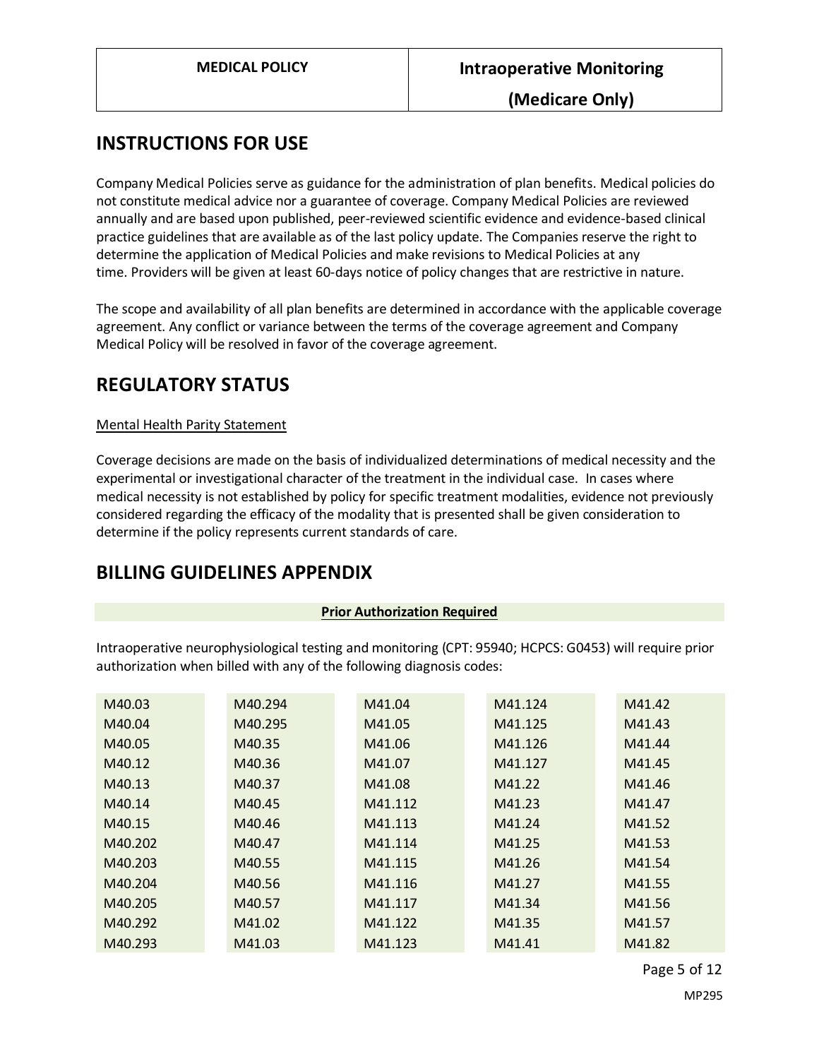## INSTRUCTIONS FOR USE

Company Medical Policies serve as guidance for the administration of plan benefits. Medical policies do not constitute medical advice nor a guarantee of coverage. Company Medical Policies are reviewed annually and are based upon published, peer-reviewed scientific evidence and evidence-based clinical practice guidelines that are available as of the last policy update. The Companies reserve the right to determine the application of Medical Policies and make revisions to Medical Policies at any time. Providers will be given at least 60-days notice of policy changes that are restrictive in nature.

The scope and availability of all plan benefits are determined in accordance with the applicable coverage agreement. Any conflict or variance between the terms of the coverage agreement and Company Medical Policy will be resolved in favor of the coverage agreement.

## REGULATORY STATUS

Mental Health Parity Statement

Coverage decisions are made on the basis of individualized determinations of medical necessity and the experimental or investigational character of the treatment in the individual case. In cases where medical necessity is not established by policy for specific treatment modalities, evidence not previously considered regarding the efficacy of the modality that is presented shall be given consideration to determine if the policy represents current standards of care.

## BILLING GUIDELINES APPENDIX

**Prior Authorization Required**

Intraoperative neurophysiological testing and monitoring (CPT: 95940; HCPCS: G0453) will require prior authorization when billed with any of the following diagnosis codes:

| | | | | |
|---|---|---|---|---|
| M40.03 | M40.294 | M41.04 | M41.124 | M41.42 |
| M40.04 | M40.295 | M41.05 | M41.125 | M41.43 |
| M40.05 | M40.35 | M41.06 | M41.126 | M41.44 |
| M40.12 | M40.36 | M41.07 | M41.127 | M41.45 |
| M40.13 | M40.37 | M41.08 | M41.22 | M41.46 |
| M40.14 | M40.45 | M41.112 | M41.23 | M41.47 |
| M40.15 | M40.46 | M41.113 | M41.24 | M41.52 |
| M40.202 | M40.47 | M41.114 | M41.25 | M41.53 |
| M40.203 | M40.55 | M41.115 | M41.26 | M41.54 |
| M40.204 | M40.56 | M41.116 | M41.27 | M41.55 |
| M40.205 | M40.57 | M41.117 | M41.34 | M41.56 |
| M40.292 | M41.02 | M41.122 | M41.35 | M41.57 |
| M40.293 | M41.03 | M41.123 | M41.41 | M41.82 |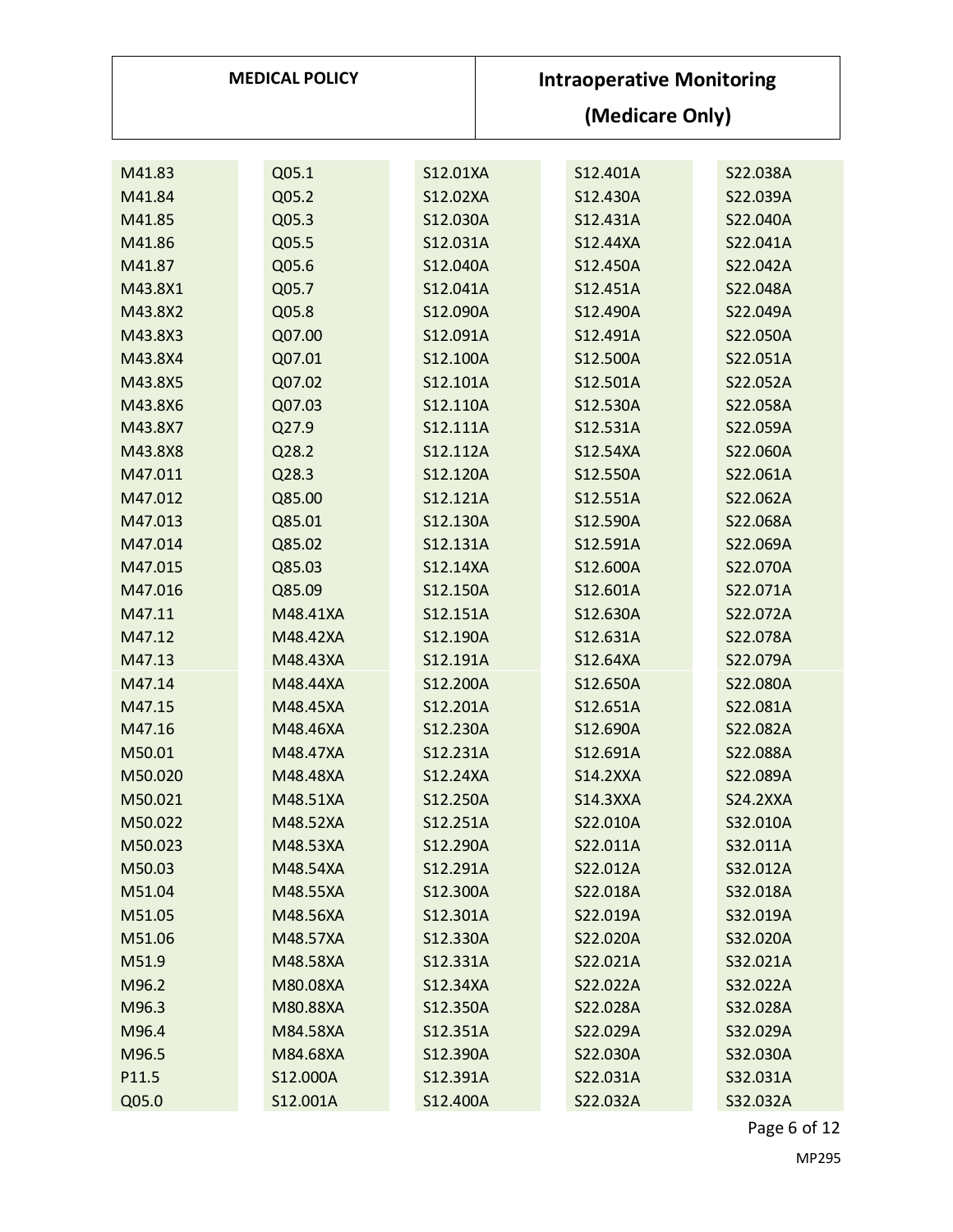| | | | | |
|---|---|---|---|---|
| M41.83 | Q05.1 | S12.01XA | S12.401A | S22.038A |
| M41.84 | Q05.2 | S12.02XA | S12.430A | S22.039A |
| M41.85 | Q05.3 | S12.030A | S12.431A | S22.040A |
| M41.86 | Q05.5 | S12.031A | S12.44XA | S22.041A |
| M41.87 | Q05.6 | S12.040A | S12.450A | S22.042A |
| M43.8X1 | Q05.7 | S12.041A | S12.451A | S22.048A |
| M43.8X2 | Q05.8 | S12.090A | S12.490A | S22.049A |
| M43.8X3 | Q07.00 | S12.091A | S12.491A | S22.050A |
| M43.8X4 | Q07.01 | S12.100A | S12.500A | S22.051A |
| M43.8X5 | Q07.02 | S12.101A | S12.501A | S22.052A |
| M43.8X6 | Q07.03 | S12.110A | S12.530A | S22.058A |
| M43.8X7 | Q27.9 | S12.111A | S12.531A | S22.059A |
| M43.8X8 | Q28.2 | S12.112A | S12.54XA | S22.060A |
| M47.011 | Q28.3 | S12.120A | S12.550A | S22.061A |
| M47.012 | Q85.00 | S12.121A | S12.551A | S22.062A |
| M47.013 | Q85.01 | S12.130A | S12.590A | S22.068A |
| M47.014 | Q85.02 | S12.131A | S12.591A | S22.069A |
| M47.015 | Q85.03 | S12.14XA | S12.600A | S22.070A |
| M47.016 | Q85.09 | S12.150A | S12.601A | S22.071A |
| M47.11 | M48.41XA | S12.151A | S12.630A | S22.072A |
| M47.12 | M48.42XA | S12.190A | S12.631A | S22.078A |
| M47.13 | M48.43XA | S12.191A | S12.64XA | S22.079A |
| M47.14 | M48.44XA | S12.200A | S12.650A | S22.080A |
| M47.15 | M48.45XA | S12.201A | S12.651A | S22.081A |
| M47.16 | M48.46XA | S12.230A | S12.690A | S22.082A |
| M50.01 | M48.47XA | S12.231A | S12.691A | S22.088A |
| M50.020 | M48.48XA | S12.24XA | S14.2XXA | S22.089A |
| M50.021 | M48.51XA | S12.250A | S14.3XXA | S24.2XXA |
| M50.022 | M48.52XA | S12.251A | S22.010A | S32.010A |
| M50.023 | M48.53XA | S12.290A | S22.011A | S32.011A |
| M50.03 | M48.54XA | S12.291A | S22.012A | S32.012A |
| M51.04 | M48.55XA | S12.300A | S22.018A | S32.018A |
| M51.05 | M48.56XA | S12.301A | S22.019A | S32.019A |
| M51.06 | M48.57XA | S12.330A | S22.020A | S32.020A |
| M51.9 | M48.58XA | S12.331A | S22.021A | S32.021A |
| M96.2 | M80.08XA | S12.34XA | S22.022A | S32.022A |
| M96.3 | M80.88XA | S12.350A | S22.028A | S32.028A |
| M96.4 | M84.58XA | S12.351A | S22.029A | S32.029A |
| M96.5 | M84.68XA | S12.390A | S22.030A | S32.030A |
| P11.5 | S12.000A | S12.391A | S22.031A | S32.031A |
| Q05.0 | S12.001A | S12.400A | S22.032A | S32.032A |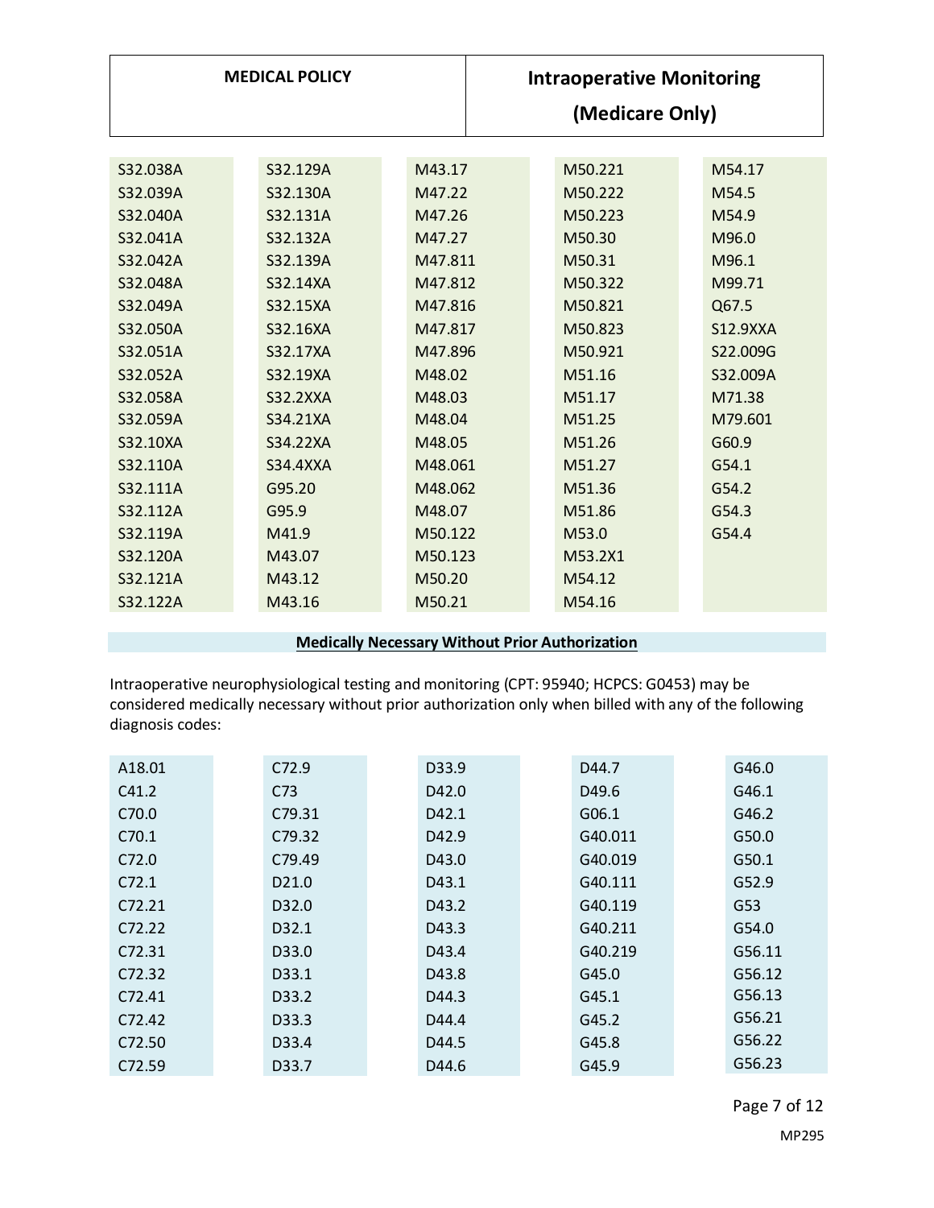| | | | | |
|---|---|---|---|---|
| S32.038A | S32.129A | M43.17 | M50.221 | M54.17 |
| S32.039A | S32.130A | M47.22 | M50.222 | M54.5 |
| S32.040A | S32.131A | M47.26 | M50.223 | M54.9 |
| S32.041A | S32.132A | M47.27 | M50.30 | M96.0 |
| S32.042A | S32.139A | M47.811 | M50.31 | M96.1 |
| S32.048A | S32.14XA | M47.812 | M50.322 | M99.71 |
| S32.049A | S32.15XA | M47.816 | M50.821 | Q67.5 |
| S32.050A | S32.16XA | M47.817 | M50.823 | S12.9XXA |
| S32.051A | S32.17XA | M47.896 | M50.921 | S22.009G |
| S32.052A | S32.19XA | M48.02 | M51.16 | S32.009A |
| S32.058A | S32.2XXA | M48.03 | M51.17 | M71.38 |
| S32.059A | S34.21XA | M48.04 | M51.25 | M79.601 |
| S32.10XA | S34.22XA | M48.05 | M51.26 | G60.9 |
| S32.110A | S34.4XXA | M48.061 | M51.27 | G54.1 |
| S32.111A | G95.20 | M48.062 | M51.36 | G54.2 |
| S32.112A | G95.9 | M48.07 | M51.86 | G54.3 |
| S32.119A | M41.9 | M50.122 | M53.0 | G54.4 |
| S32.120A | M43.07 | M50.123 | M53.2X1 | |
| S32.121A | M43.12 | M50.20 | M54.12 | |
| S32.122A | M43.16 | M50.21 | M54.16 | |

**Medically Necessary Without Prior Authorization**

Intraoperative neurophysiological testing and monitoring (CPT: 95940; HCPCS: G0453) may be considered medically necessary without prior authorization only when billed with any of the following diagnosis codes:

| | | | | |
|---|---|---|---|---|
| A18.01 | C72.9 | D33.9 | D44.7 | G46.0 |
| C41.2 | C73 | D42.0 | D49.6 | G46.1 |
| C70.0 | C79.31 | D42.1 | G06.1 | G46.2 |
| C70.1 | C79.32 | D42.9 | G40.011 | G50.0 |
| C72.0 | C79.49 | D43.0 | G40.019 | G50.1 |
| C72.1 | D21.0 | D43.1 | G40.111 | G52.9 |
| C72.21 | D32.0 | D43.2 | G40.119 | G53 |
| C72.22 | D32.1 | D43.3 | G40.211 | G54.0 |
| C72.31 | D33.0 | D43.4 | G40.219 | G56.11 |
| C72.32 | D33.1 | D43.8 | G45.0 | G56.12 |
| C72.41 | D33.2 | D44.3 | G45.1 | G56.13 |
| C72.42 | D33.3 | D44.4 | G45.2 | G56.21 |
| C72.50 | D33.4 | D44.5 | G45.8 | G56.22 |
| C72.59 | D33.7 | D44.6 | G45.9 | G56.23 |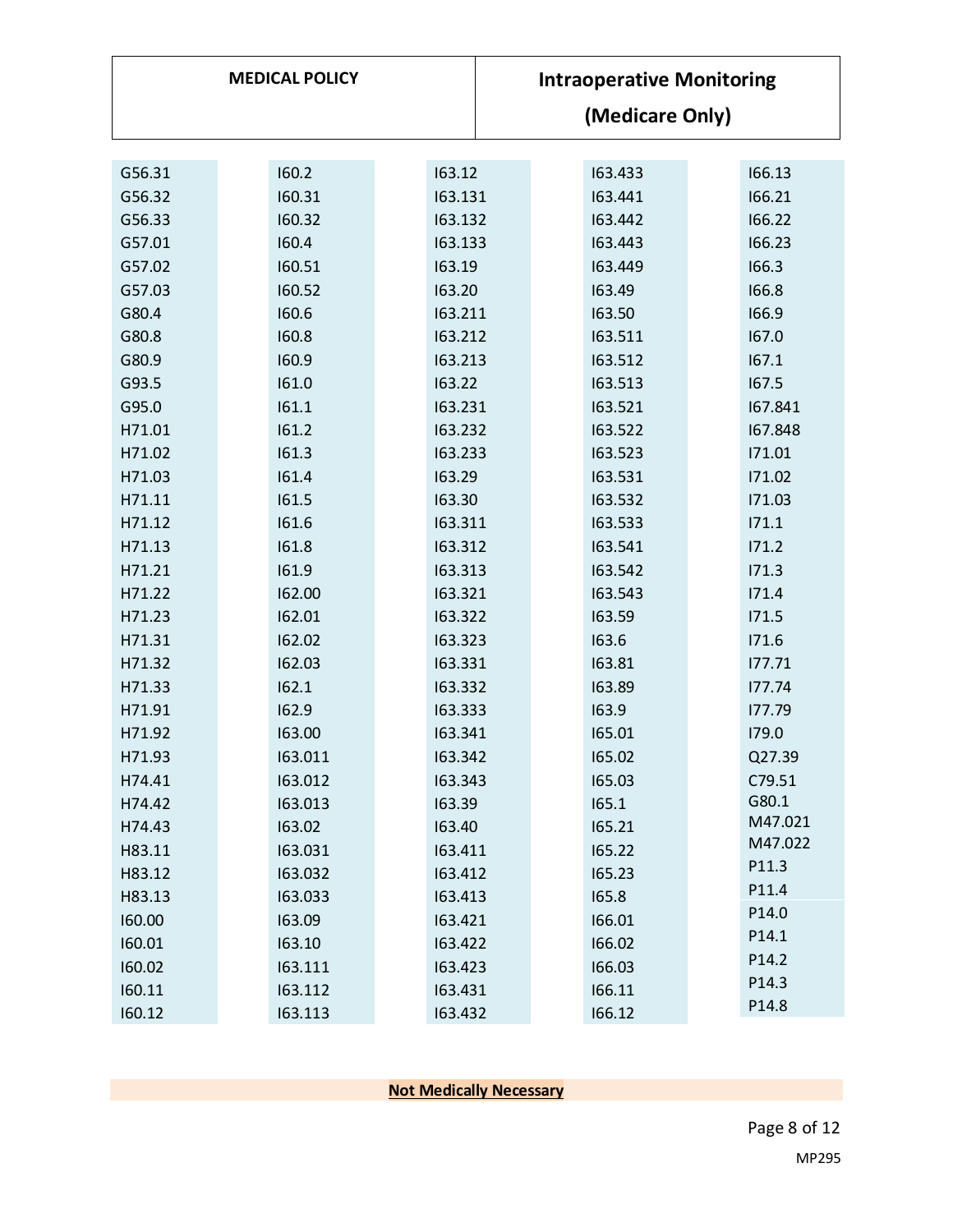| | | | | |
|---|---|---|---|---|
| G56.31 | I60.2 | I63.12 | I63.433 | I66.13 |
| G56.32 | I60.31 | I63.131 | I63.441 | I66.21 |
| G56.33 | I60.32 | I63.132 | I63.442 | I66.22 |
| G57.01 | I60.4 | I63.133 | I63.443 | I66.23 |
| G57.02 | I60.51 | I63.19 | I63.449 | I66.3 |
| G57.03 | I60.52 | I63.20 | I63.49 | I66.8 |
| G80.4 | I60.6 | I63.211 | I63.50 | I66.9 |
| G80.8 | I60.8 | I63.212 | I63.511 | I67.0 |
| G80.9 | I60.9 | I63.213 | I63.512 | I67.1 |
| G93.5 | I61.0 | I63.22 | I63.513 | I67.5 |
| G95.0 | I61.1 | I63.231 | I63.521 | I67.841 |
| H71.01 | I61.2 | I63.232 | I63.522 | I67.848 |
| H71.02 | I61.3 | I63.233 | I63.523 | I71.01 |
| H71.03 | I61.4 | I63.29 | I63.531 | I71.02 |
| H71.11 | I61.5 | I63.30 | I63.532 | I71.03 |
| H71.12 | I61.6 | I63.311 | I63.533 | I71.1 |
| H71.13 | I61.8 | I63.312 | I63.541 | I71.2 |
| H71.21 | I61.9 | I63.313 | I63.542 | I71.3 |
| H71.22 | I62.00 | I63.321 | I63.543 | I71.4 |
| H71.23 | I62.01 | I63.322 | I63.59 | I71.5 |
| H71.31 | I62.02 | I63.323 | I63.6 | I71.6 |
| H71.32 | I62.03 | I63.331 | I63.81 | I77.71 |
| H71.33 | I62.1 | I63.332 | I63.89 | I77.74 |
| H71.91 | I62.9 | I63.333 | I63.9 | I77.79 |
| H71.92 | I63.00 | I63.341 | I65.01 | I79.0 |
| H71.93 | I63.011 | I63.342 | I65.02 | Q27.39 |
| H74.41 | I63.012 | I63.343 | I65.03 | C79.51 |
| H74.42 | I63.013 | I63.39 | I65.1 | G80.1 |
| H74.43 | I63.02 | I63.40 | I65.21 | M47.021 |
| H83.11 | I63.031 | I63.411 | I65.22 | M47.022 |
| H83.12 | I63.032 | I63.412 | I65.23 | P11.3 |
| H83.13 | I63.033 | I63.413 | I65.8 | P11.4 |
| I60.00 | I63.09 | I63.421 | I66.01 | P14.0 |
| I60.01 | I63.10 | I63.422 | I66.02 | P14.1 |
| I60.02 | I63.111 | I63.423 | I66.03 | P14.2 |
| I60.11 | I63.112 | I63.431 | I66.11 | P14.3 |
| I60.12 | I63.113 | I63.432 | I66.12 | P14.8 |

**Not Medically Necessary**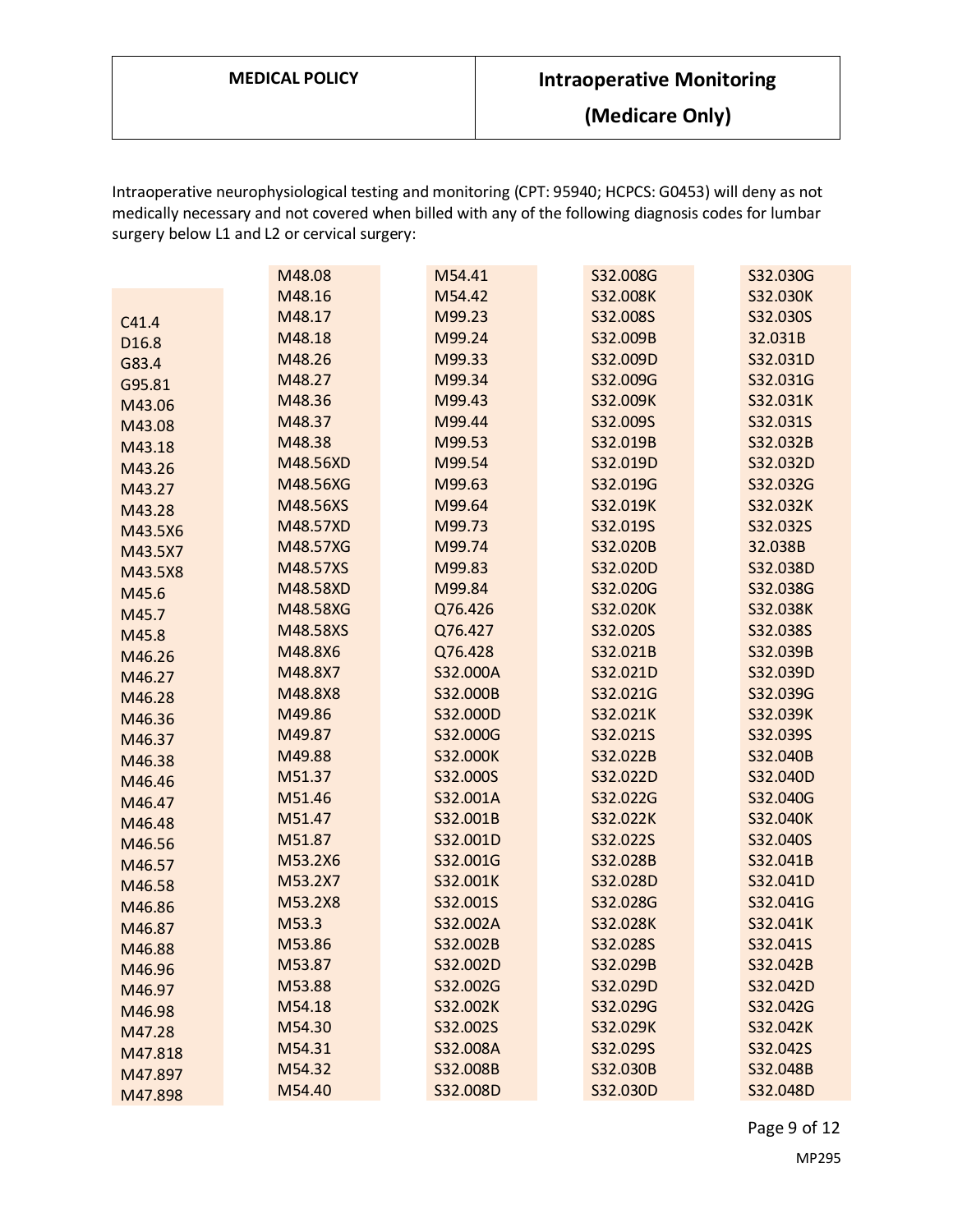| MEDICAL POLICY | Intraoperative Monitoring (Medicare Only) |
|---|---|

Intraoperative neurophysiological testing and monitoring (CPT: 95940; HCPCS: G0453) will deny as not medically necessary and not covered when billed with any of the following diagnosis codes for lumbar surgery below L1 and L2 or cervical surgery:

| | | | | |
|---|---|---|---|---|
| | M48.08 | M54.41 | S32.008G | S32.030G |
| C41.4 | M48.16 | M54.42 | S32.008K | S32.030K |
| D16.8 | M48.17 | M99.23 | S32.008S | S32.030S |
| G83.4 | M48.18 | M99.24 | S32.009B | 32.031B |
| G95.81 | M48.26 | M99.33 | S32.009D | S32.031D |
| M43.06 | M48.27 | M99.34 | S32.009G | S32.031G |
| M43.08 | M48.36 | M99.43 | S32.009K | S32.031K |
| M43.18 | M48.37 | M99.44 | S32.009S | S32.031S |
| M43.26 | M48.38 | M99.53 | S32.019B | S32.032B |
| M43.27 | M48.56XD | M99.54 | S32.019D | S32.032D |
| M43.28 | M48.56XG | M99.63 | S32.019G | S32.032G |
| M43.5X6 | M48.56XS | M99.64 | S32.019K | S32.032K |
| M43.5X7 | M48.57XD | M99.73 | S32.019S | S32.032S |
| M43.5X8 | M48.57XG | M99.74 | S32.020B | 32.038B |
| M45.6 | M48.57XS | M99.83 | S32.020D | S32.038D |
| M45.7 | M48.58XD | M99.84 | S32.020G | S32.038G |
| M45.8 | M48.58XG | Q76.426 | S32.020K | S32.038K |
| M46.26 | M48.58XS | Q76.427 | S32.020S | S32.038S |
| M46.27 | M48.8X6 | Q76.428 | S32.021B | S32.039B |
| M46.28 | M48.8X7 | S32.000A | S32.021D | S32.039D |
| M46.36 | M48.8X8 | S32.000B | S32.021G | S32.039G |
| M46.37 | M49.86 | S32.000D | S32.021K | S32.039K |
| M46.38 | M49.87 | S32.000G | S32.021S | S32.039S |
| M46.46 | M49.88 | S32.000K | S32.022B | S32.040B |
| M46.47 | M51.37 | S32.000S | S32.022D | S32.040D |
| M46.48 | M51.46 | S32.001A | S32.022G | S32.040G |
| M46.56 | M51.47 | S32.001B | S32.022K | S32.040K |
| M46.57 | M51.87 | S32.001D | S32.022S | S32.040S |
| M46.58 | M53.2X6 | S32.001G | S32.028B | S32.041B |
| M46.86 | M53.2X7 | S32.001K | S32.028D | S32.041D |
| M46.87 | M53.2X8 | S32.001S | S32.028G | S32.041G |
| M46.88 | M53.3 | S32.002A | S32.028K | S32.041K |
| M46.96 | M53.86 | S32.002B | S32.028S | S32.041S |
| M46.97 | M53.87 | S32.002D | S32.029B | S32.042B |
| M46.98 | M53.88 | S32.002G | S32.029D | S32.042D |
| M47.28 | M54.18 | S32.002K | S32.029G | S32.042G |
| M47.818 | M54.30 | S32.002S | S32.029K | S32.042K |
| M47.897 | M54.31 | S32.008A | S32.029S | S32.042S |
| M47.898 | M54.32 | S32.008B | S32.030B | S32.048B |
| | M54.40 | S32.008D | S32.030D | S32.048D |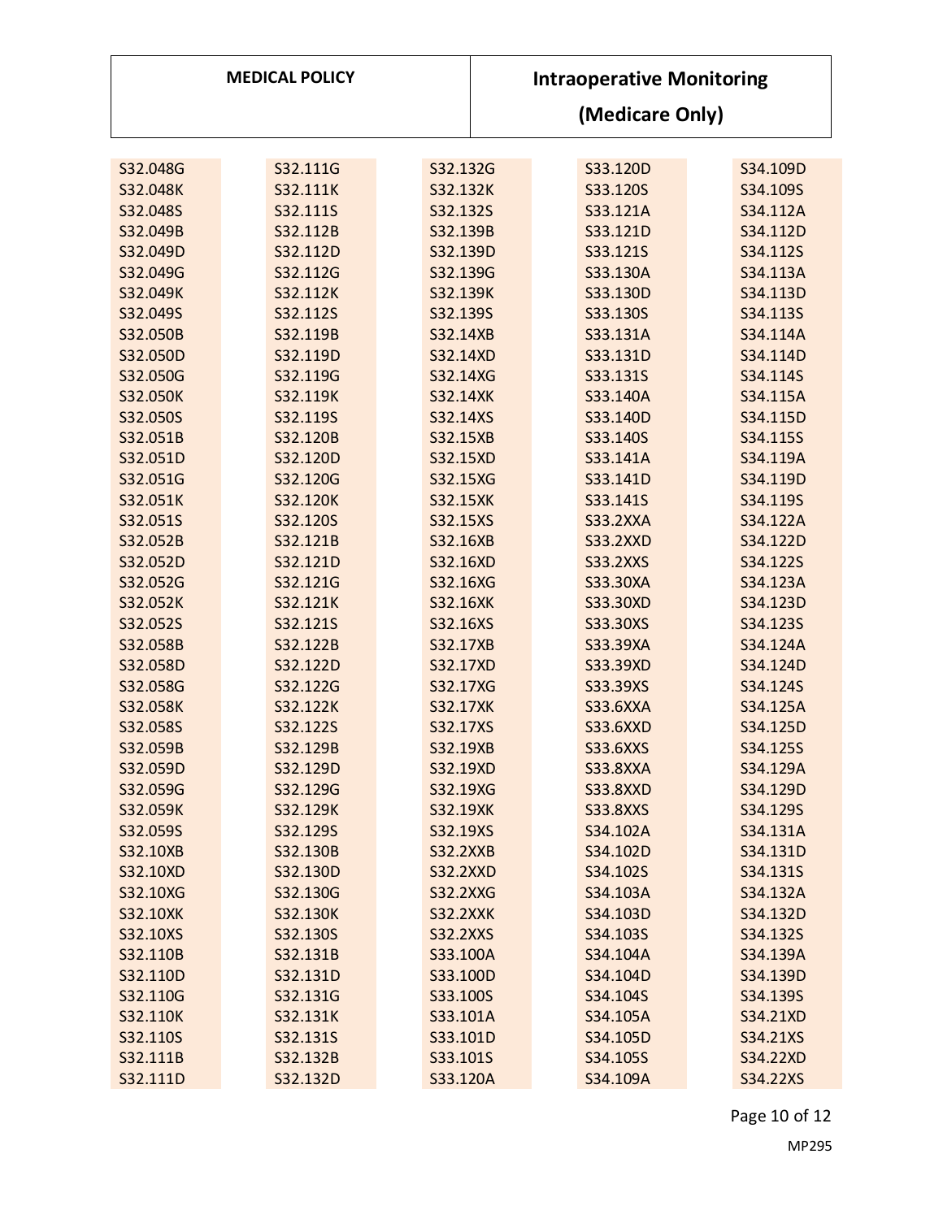| | | | | |
|---|---|---|---|---|
| S32.048G | S32.111G | S32.132G | S33.120D | S34.109D |
| S32.048K | S32.111K | S32.132K | S33.120S | S34.109S |
| S32.048S | S32.111S | S32.132S | S33.121A | S34.112A |
| S32.049B | S32.112B | S32.139B | S33.121D | S34.112D |
| S32.049D | S32.112D | S32.139D | S33.121S | S34.112S |
| S32.049G | S32.112G | S32.139G | S33.130A | S34.113A |
| S32.049K | S32.112K | S32.139K | S33.130D | S34.113D |
| S32.049S | S32.112S | S32.139S | S33.130S | S34.113S |
| S32.050B | S32.119B | S32.14XB | S33.131A | S34.114A |
| S32.050D | S32.119D | S32.14XD | S33.131D | S34.114D |
| S32.050G | S32.119G | S32.14XG | S33.131S | S34.114S |
| S32.050K | S32.119K | S32.14XK | S33.140A | S34.115A |
| S32.050S | S32.119S | S32.14XS | S33.140D | S34.115D |
| S32.051B | S32.120B | S32.15XB | S33.140S | S34.115S |
| S32.051D | S32.120D | S32.15XD | S33.141A | S34.119A |
| S32.051G | S32.120G | S32.15XG | S33.141D | S34.119D |
| S32.051K | S32.120K | S32.15XK | S33.141S | S34.119S |
| S32.051S | S32.120S | S32.15XS | S33.2XXA | S34.122A |
| S32.052B | S32.121B | S32.16XB | S33.2XXD | S34.122D |
| S32.052D | S32.121D | S32.16XD | S33.2XXS | S34.122S |
| S32.052G | S32.121G | S32.16XG | S33.30XA | S34.123A |
| S32.052K | S32.121K | S32.16XK | S33.30XD | S34.123D |
| S32.052S | S32.121S | S32.16XS | S33.30XS | S34.123S |
| S32.058B | S32.122B | S32.17XB | S33.39XA | S34.124A |
| S32.058D | S32.122D | S32.17XD | S33.39XD | S34.124D |
| S32.058G | S32.122G | S32.17XG | S33.39XS | S34.124S |
| S32.058K | S32.122K | S32.17XK | S33.6XXA | S34.125A |
| S32.058S | S32.122S | S32.17XS | S33.6XXD | S34.125D |
| S32.059B | S32.129B | S32.19XB | S33.6XXS | S34.125S |
| S32.059D | S32.129D | S32.19XD | S33.8XXA | S34.129A |
| S32.059G | S32.129G | S32.19XG | S33.8XXD | S34.129D |
| S32.059K | S32.129K | S32.19XK | S33.8XXS | S34.129S |
| S32.059S | S32.129S | S32.19XS | S34.102A | S34.131A |
| S32.10XB | S32.130B | S32.2XXB | S34.102D | S34.131D |
| S32.10XD | S32.130D | S32.2XXD | S34.102S | S34.131S |
| S32.10XG | S32.130G | S32.2XXG | S34.103A | S34.132A |
| S32.10XK | S32.130K | S32.2XXK | S34.103D | S34.132D |
| S32.10XS | S32.130S | S32.2XXS | S34.103S | S34.132S |
| S32.110B | S32.131B | S33.100A | S34.104A | S34.139A |
| S32.110D | S32.131D | S33.100D | S34.104D | S34.139D |
| S32.110G | S32.131G | S33.100S | S34.104S | S34.139S |
| S32.110K | S32.131K | S33.101A | S34.105A | S34.21XD |
| S32.110S | S32.131S | S33.101D | S34.105D | S34.21XS |
| S32.111B | S32.132B | S33.101S | S34.105S | S34.22XD |
| S32.111D | S32.132D | S33.120A | S34.109A | S34.22XS |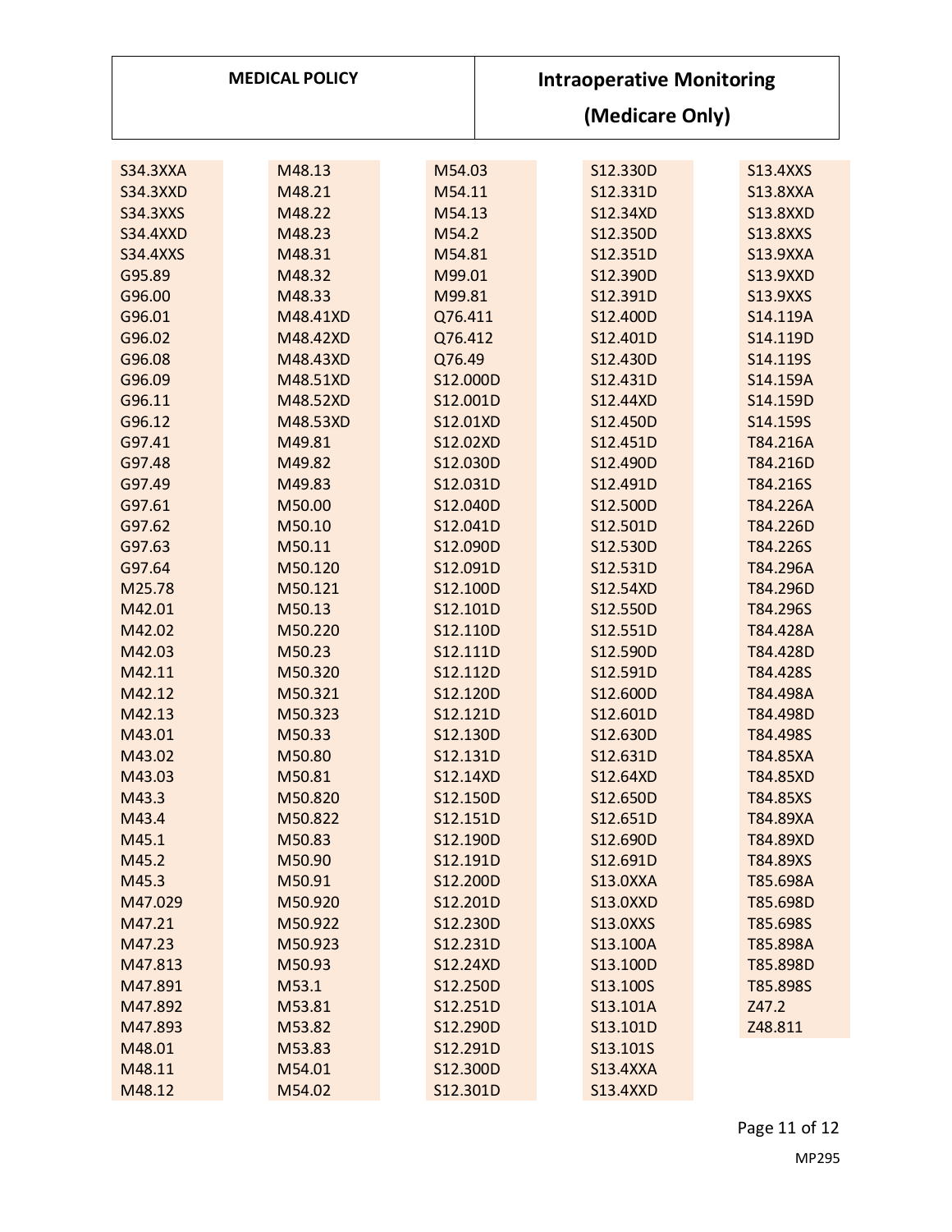| | | | | |
|---|---|---|---|---|
| S34.3XXA | M48.13 | M54.03 | S12.330D | S13.4XXS |
| S34.3XXD | M48.21 | M54.11 | S12.331D | S13.8XXA |
| S34.3XXS | M48.22 | M54.13 | S12.34XD | S13.8XXD |
| S34.4XXD | M48.23 | M54.2 | S12.350D | S13.8XXS |
| S34.4XXS | M48.31 | M54.81 | S12.351D | S13.9XXA |
| G95.89 | M48.32 | M99.01 | S12.390D | S13.9XXD |
| G96.00 | M48.33 | M99.81 | S12.391D | S13.9XXS |
| G96.01 | M48.41XD | Q76.411 | S12.400D | S14.119A |
| G96.02 | M48.42XD | Q76.412 | S12.401D | S14.119D |
| G96.08 | M48.43XD | Q76.49 | S12.430D | S14.119S |
| G96.09 | M48.51XD | S12.000D | S12.431D | S14.159A |
| G96.11 | M48.52XD | S12.001D | S12.44XD | S14.159D |
| G96.12 | M48.53XD | S12.01XD | S12.450D | S14.159S |
| G97.41 | M49.81 | S12.02XD | S12.451D | T84.216A |
| G97.48 | M49.82 | S12.030D | S12.490D | T84.216D |
| G97.49 | M49.83 | S12.031D | S12.491D | T84.216S |
| G97.61 | M50.00 | S12.040D | S12.500D | T84.226A |
| G97.62 | M50.10 | S12.041D | S12.501D | T84.226D |
| G97.63 | M50.11 | S12.090D | S12.530D | T84.226S |
| G97.64 | M50.120 | S12.091D | S12.531D | T84.296A |
| M25.78 | M50.121 | S12.100D | S12.54XD | T84.296D |
| M42.01 | M50.13 | S12.101D | S12.550D | T84.296S |
| M42.02 | M50.220 | S12.110D | S12.551D | T84.428A |
| M42.03 | M50.23 | S12.111D | S12.590D | T84.428D |
| M42.11 | M50.320 | S12.112D | S12.591D | T84.428S |
| M42.12 | M50.321 | S12.120D | S12.600D | T84.498A |
| M42.13 | M50.323 | S12.121D | S12.601D | T84.498D |
| M43.01 | M50.33 | S12.130D | S12.630D | T84.498S |
| M43.02 | M50.80 | S12.131D | S12.631D | T84.85XA |
| M43.03 | M50.81 | S12.14XD | S12.64XD | T84.85XD |
| M43.3 | M50.820 | S12.150D | S12.650D | T84.85XS |
| M43.4 | M50.822 | S12.151D | S12.651D | T84.89XA |
| M45.1 | M50.83 | S12.190D | S12.690D | T84.89XD |
| M45.2 | M50.90 | S12.191D | S12.691D | T84.89XS |
| M45.3 | M50.91 | S12.200D | S13.0XXA | T85.698A |
| M47.029 | M50.920 | S12.201D | S13.0XXD | T85.698D |
| M47.21 | M50.922 | S12.230D | S13.0XXS | T85.698S |
| M47.23 | M50.923 | S12.231D | S13.100A | T85.898A |
| M47.813 | M50.93 | S12.24XD | S13.100D | T85.898D |
| M47.891 | M53.1 | S12.250D | S13.100S | T85.898S |
| M47.892 | M53.81 | S12.251D | S13.101A | Z47.2 |
| M47.893 | M53.82 | S12.290D | S13.101D | Z48.811 |
| M48.01 | M53.83 | S12.291D | S13.101S | |
| M48.11 | M54.01 | S12.300D | S13.4XXA | |
| M48.12 | M54.02 | S12.301D | S13.4XXD | |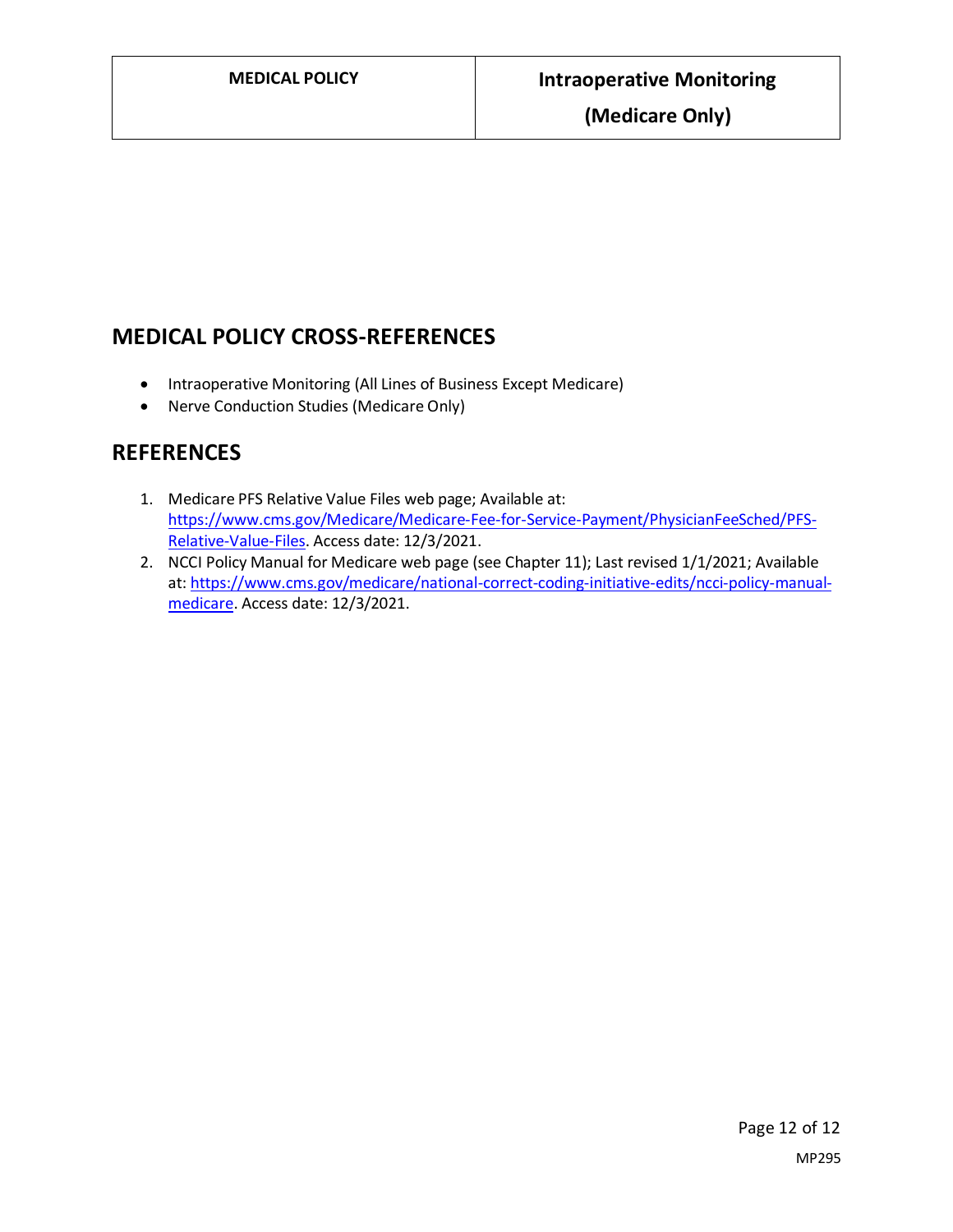## MEDICAL POLICY CROSS-REFERENCES

- Intraoperative Monitoring (All Lines of Business Except Medicare)
- Nerve Conduction Studies (Medicare Only)

## REFERENCES

1. Medicare PFS Relative Value Files web page; Available at: https://www.cms.gov/Medicare/Medicare-Fee-for-Service-Payment/PhysicianFeeSched/PFS-Relative-Value-Files. Access date: 12/3/2021.
2. NCCI Policy Manual for Medicare web page (see Chapter 11); Last revised 1/1/2021; Available at: https://www.cms.gov/medicare/national-correct-coding-initiative-edits/ncci-policy-manual-medicare. Access date: 12/3/2021.